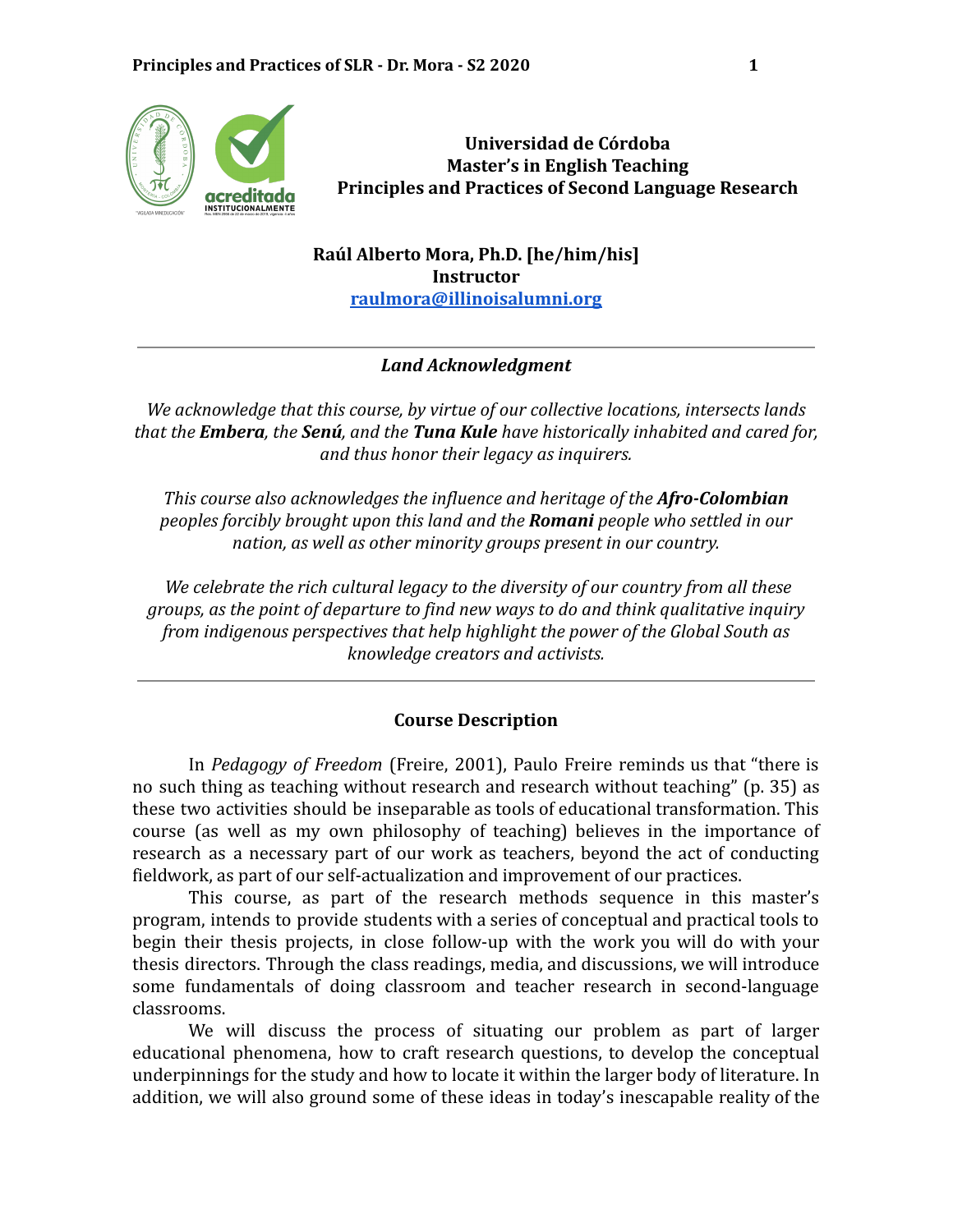**Universidad de Córdoba**
**Master's in English Teaching**
**Principles and Practices of Second Language Research**

**Raúl Alberto Mora, Ph.D. [he/him/his]**
**Instructor**
[raulmora@illinoisalumni.org](mailto:raulmora@illinoisalumni.org)

---

### *Land Acknowledgment*

*We acknowledge that this course, by virtue of our collective locations, intersects lands that the* ***Embera****, the* ***Senú****, and the* ***Tuna Kule*** *have historically inhabited and cared for, and thus honor their legacy as inquirers.*

*This course also acknowledges the influence and heritage of the* ***Afro-Colombian*** *peoples forcibly brought upon this land and the* ***Romani*** *people who settled in our nation, as well as other minority groups present in our country.*

*We celebrate the rich cultural legacy to the diversity of our country from all these groups, as the point of departure to find new ways to do and think qualitative inquiry from indigenous perspectives that help highlight the power of the Global South as knowledge creators and activists.*

---

## Course Description

In *Pedagogy of Freedom* (Freire, 2001), Paulo Freire reminds us that "there is no such thing as teaching without research and research without teaching" (p. 35) as these two activities should be inseparable as tools of educational transformation. This course (as well as my own philosophy of teaching) believes in the importance of research as a necessary part of our work as teachers, beyond the act of conducting fieldwork, as part of our self-actualization and improvement of our practices.

This course, as part of the research methods sequence in this master's program, intends to provide students with a series of conceptual and practical tools to begin their thesis projects, in close follow-up with the work you will do with your thesis directors. Through the class readings, media, and discussions, we will introduce some fundamentals of doing classroom and teacher research in second-language classrooms.

We will discuss the process of situating our problem as part of larger educational phenomena, how to craft research questions, to develop the conceptual underpinnings for the study and how to locate it within the larger body of literature. In addition, we will also ground some of these ideas in today's inescapable reality of the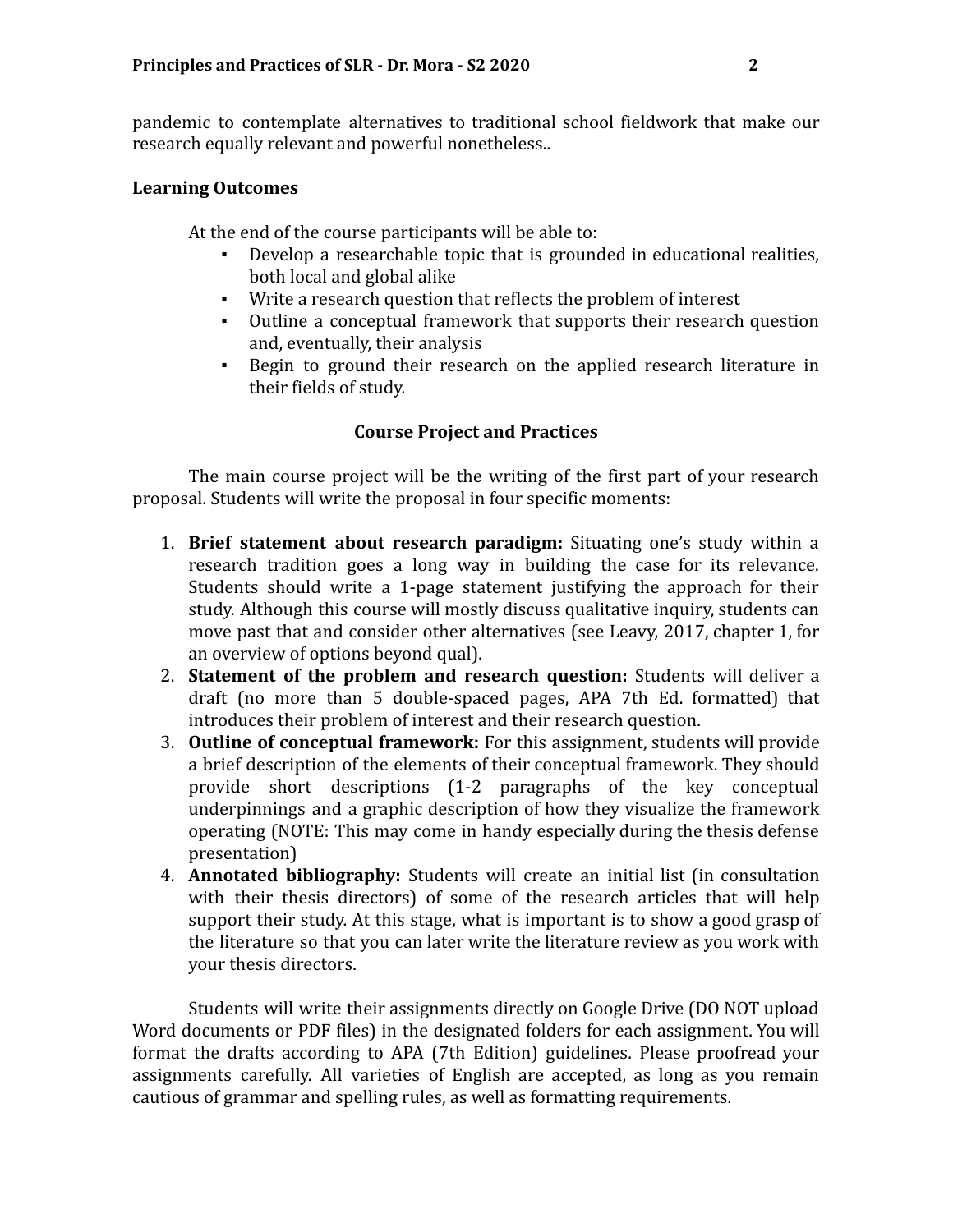pandemic to contemplate alternatives to traditional school fieldwork that make our research equally relevant and powerful nonetheless..

### Learning Outcomes

At the end of the course participants will be able to:

- Develop a researchable topic that is grounded in educational realities, both local and global alike
- Write a research question that reflects the problem of interest
- Outline a conceptual framework that supports their research question and, eventually, their analysis
- Begin to ground their research on the applied research literature in their fields of study.

## Course Project and Practices

The main course project will be the writing of the first part of your research proposal. Students will write the proposal in four specific moments:

1. **Brief statement about research paradigm:** Situating one's study within a research tradition goes a long way in building the case for its relevance. Students should write a 1-page statement justifying the approach for their study. Although this course will mostly discuss qualitative inquiry, students can move past that and consider other alternatives (see Leavy, 2017, chapter 1, for an overview of options beyond qual).
2. **Statement of the problem and research question:** Students will deliver a draft (no more than 5 double-spaced pages, APA 7th Ed. formatted) that introduces their problem of interest and their research question.
3. **Outline of conceptual framework:** For this assignment, students will provide a brief description of the elements of their conceptual framework. They should provide short descriptions (1-2 paragraphs of the key conceptual underpinnings and a graphic description of how they visualize the framework operating (NOTE: This may come in handy especially during the thesis defense presentation)
4. **Annotated bibliography:** Students will create an initial list (in consultation with their thesis directors) of some of the research articles that will help support their study. At this stage, what is important is to show a good grasp of the literature so that you can later write the literature review as you work with your thesis directors.

Students will write their assignments directly on Google Drive (DO NOT upload Word documents or PDF files) in the designated folders for each assignment. You will format the drafts according to APA (7th Edition) guidelines. Please proofread your assignments carefully. All varieties of English are accepted, as long as you remain cautious of grammar and spelling rules, as well as formatting requirements.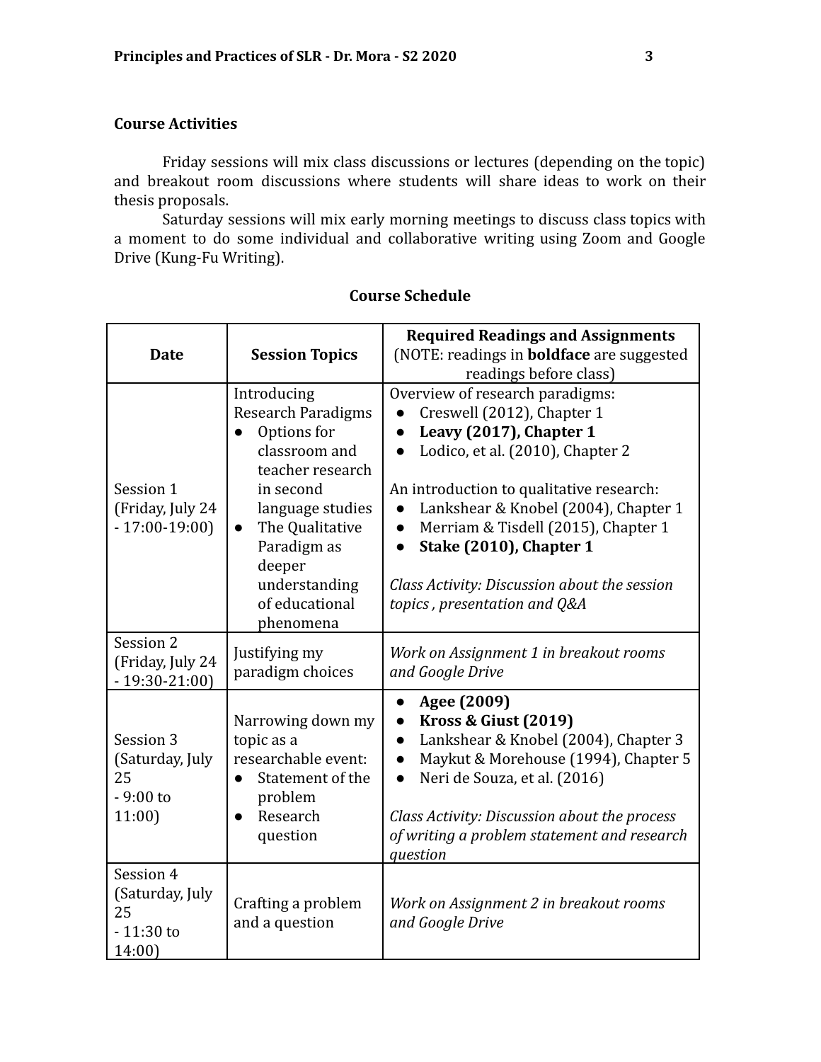**Course Activities**

Friday sessions will mix class discussions or lectures (depending on the topic) and breakout room discussions where students will share ideas to work on their thesis proposals.

Saturday sessions will mix early morning meetings to discuss class topics with a moment to do some individual and collaborative writing using Zoom and Google Drive (Kung-Fu Writing).

**Course Schedule**

| Date | Session Topics | Required Readings and Assignments (NOTE: readings in **boldface** are suggested readings before class) |
|---|---|---|
| Session 1 (Friday, July 24 - 17:00-19:00) | Introducing Research Paradigms <br>• Options for classroom and teacher research in second language studies <br>• The Qualitative Paradigm as deeper understanding of educational phenomena | Overview of research paradigms: <br>• Creswell (2012), Chapter 1 <br>• **Leavy (2017), Chapter 1** <br>• Lodico, et al. (2010), Chapter 2 <br><br>An introduction to qualitative research: <br>• Lankshear & Knobel (2004), Chapter 1 <br>• Merriam & Tisdell (2015), Chapter 1 <br>• **Stake (2010), Chapter 1** <br><br>*Class Activity: Discussion about the session topics , presentation and Q&A* |
| Session 2 (Friday, July 24 - 19:30-21:00) | Justifying my paradigm choices | *Work on Assignment 1 in breakout rooms and Google Drive* |
| Session 3 (Saturday, July 25 - 9:00 to 11:00) | Narrowing down my topic as a researchable event: <br>• Statement of the problem <br>• Research question | • **Agee (2009)** <br>• **Kross & Giust (2019)** <br>• Lankshear & Knobel (2004), Chapter 3 <br>• Maykut & Morehouse (1994), Chapter 5 <br>• Neri de Souza, et al. (2016) <br><br>*Class Activity: Discussion about the process of writing a problem statement and research question* |
| Session 4 (Saturday, July 25 - 11:30 to 14:00) | Crafting a problem and a question | *Work on Assignment 2 in breakout rooms and Google Drive* |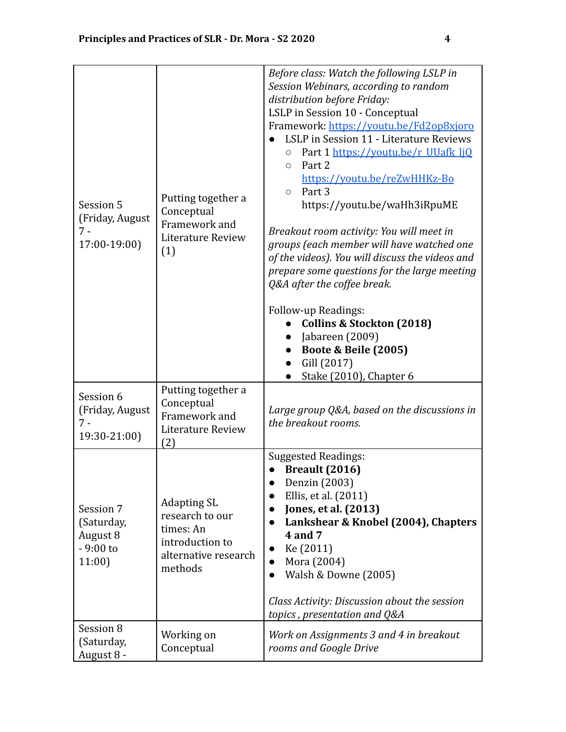| | | |
|---|---|---|
| Session 5 (Friday, August 7 - 17:00-19:00) | Putting together a Conceptual Framework and Literature Review (1) | *Before class: Watch the following LSLP in Session Webinars, according to random distribution before Friday:*<br>LSLP in Session 10 - Conceptual Framework: [https://youtu.be/Fd2op8xjoro](https://youtu.be/Fd2op8xjoro)<br>● LSLP in Session 11 - Literature Reviews<br>○ Part 1 [https://youtu.be/r_UUafk_ljQ](https://youtu.be/r_UUafk_ljQ)<br>○ Part 2 [https://youtu.be/reZwHHKz-Bo](https://youtu.be/reZwHHKz-Bo)<br>○ Part 3 https://youtu.be/waHh3iRpuME<br><br>*Breakout room activity: You will meet in groups (each member will have watched one of the videos). You will discuss the videos and prepare some questions for the large meeting Q&A after the coffee break.*<br><br>Follow-up Readings:<br>● **Collins & Stockton (2018)**<br>● Jabareen (2009)<br>● **Boote & Beile (2005)**<br>● Gill (2017)<br>● Stake (2010), Chapter 6 |
| Session 6 (Friday, August 7 - 19:30-21:00) | Putting together a Conceptual Framework and Literature Review (2) | *Large group Q&A, based on the discussions in the breakout rooms.* |
| Session 7 (Saturday, August 8 - 9:00 to 11:00) | Adapting SL research to our times: An introduction to alternative research methods | Suggested Readings:<br>● **Breault (2016)**<br>● Denzin (2003)<br>● Ellis, et al. (2011)<br>● **Jones, et al. (2013)**<br>● **Lankshear & Knobel (2004), Chapters 4 and 7**<br>● Ke (2011)<br>● Mora (2004)<br>● Walsh & Downe (2005)<br><br>*Class Activity: Discussion about the session topics , presentation and Q&A* |
| Session 8 (Saturday, August 8 - | Working on Conceptual | *Work on Assignments 3 and 4 in breakout rooms and Google Drive* |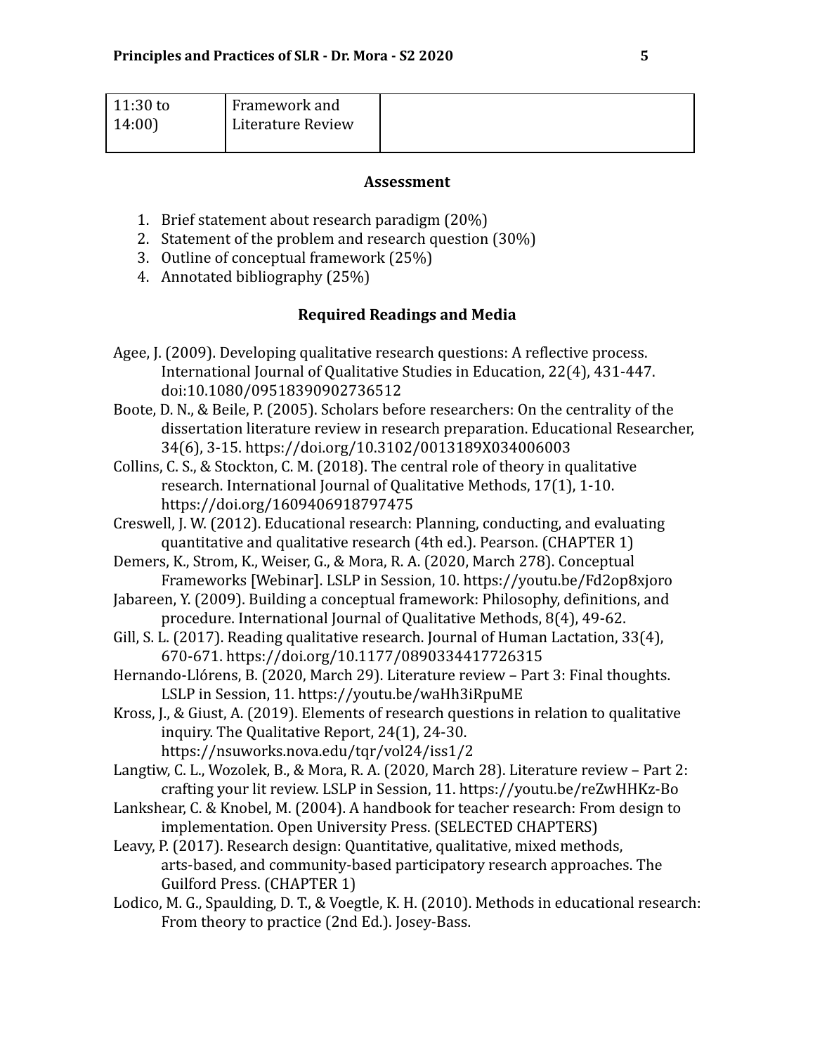| | | |
|---|---|---|
| 11:30 to 14:00) | Framework and Literature Review | |

## Assessment

1. Brief statement about research paradigm (20%)
2. Statement of the problem and research question (30%)
3. Outline of conceptual framework (25%)
4. Annotated bibliography (25%)

## Required Readings and Media

Agee, J. (2009). Developing qualitative research questions: A reflective process. International Journal of Qualitative Studies in Education, 22(4), 431-447. doi:10.1080/09518390902736512

Boote, D. N., & Beile, P. (2005). Scholars before researchers: On the centrality of the dissertation literature review in research preparation. Educational Researcher, 34(6), 3-15. https://doi.org/10.3102/0013189X034006003

Collins, C. S., & Stockton, C. M. (2018). The central role of theory in qualitative research. International Journal of Qualitative Methods, 17(1), 1-10. https://doi.org/1609406918797475

Creswell, J. W. (2012). Educational research: Planning, conducting, and evaluating quantitative and qualitative research (4th ed.). Pearson. (CHAPTER 1)

Demers, K., Strom, K., Weiser, G., & Mora, R. A. (2020, March 278). Conceptual Frameworks [Webinar]. LSLP in Session, 10. https://youtu.be/Fd2op8xjoro

Jabareen, Y. (2009). Building a conceptual framework: Philosophy, definitions, and procedure. International Journal of Qualitative Methods, 8(4), 49-62.

Gill, S. L. (2017). Reading qualitative research. Journal of Human Lactation, 33(4), 670-671. https://doi.org/10.1177/0890334417726315

Hernando-Llórens, B. (2020, March 29). Literature review – Part 3: Final thoughts. LSLP in Session, 11. https://youtu.be/waHh3iRpuME

Kross, J., & Giust, A. (2019). Elements of research questions in relation to qualitative inquiry. The Qualitative Report, 24(1), 24-30. https://nsuworks.nova.edu/tqr/vol24/iss1/2

Langtiw, C. L., Wozolek, B., & Mora, R. A. (2020, March 28). Literature review – Part 2: crafting your lit review. LSLP in Session, 11. https://youtu.be/reZwHHKz-Bo

Lankshear, C. & Knobel, M. (2004). A handbook for teacher research: From design to implementation. Open University Press. (SELECTED CHAPTERS)

Leavy, P. (2017). Research design: Quantitative, qualitative, mixed methods, arts-based, and community-based participatory research approaches. The Guilford Press. (CHAPTER 1)

Lodico, M. G., Spaulding, D. T., & Voegtle, K. H. (2010). Methods in educational research: From theory to practice (2nd Ed.). Josey-Bass.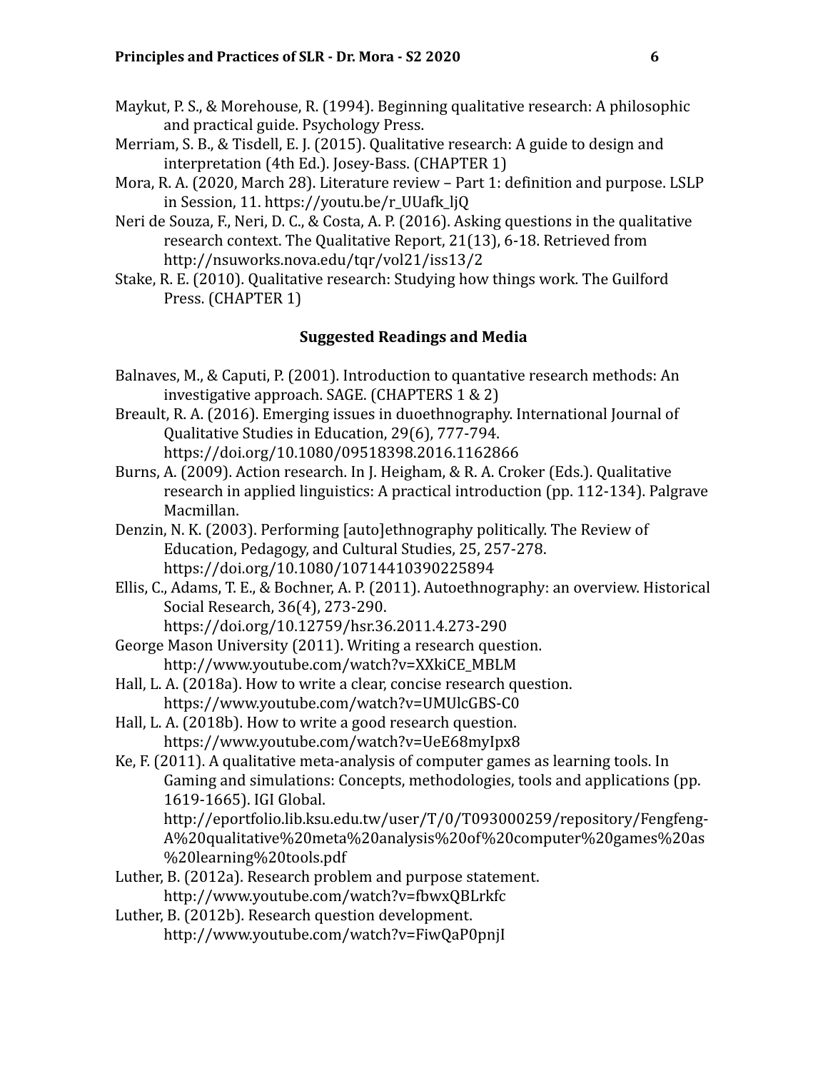Maykut, P. S., & Morehouse, R. (1994). Beginning qualitative research: A philosophic and practical guide. Psychology Press.

Merriam, S. B., & Tisdell, E. J. (2015). Qualitative research: A guide to design and interpretation (4th Ed.). Josey-Bass. (CHAPTER 1)

Mora, R. A. (2020, March 28). Literature review – Part 1: definition and purpose. LSLP in Session, 11. https://youtu.be/r_UUafk_ljQ

Neri de Souza, F., Neri, D. C., & Costa, A. P. (2016). Asking questions in the qualitative research context. The Qualitative Report, 21(13), 6-18. Retrieved from http://nsuworks.nova.edu/tqr/vol21/iss13/2

Stake, R. E. (2010). Qualitative research: Studying how things work. The Guilford Press. (CHAPTER 1)

## Suggested Readings and Media

Balnaves, M., & Caputi, P. (2001). Introduction to quantative research methods: An investigative approach. SAGE. (CHAPTERS 1 & 2)

Breault, R. A. (2016). Emerging issues in duoethnography. International Journal of Qualitative Studies in Education, 29(6), 777-794. https://doi.org/10.1080/09518398.2016.1162866

Burns, A. (2009). Action research. In J. Heigham, & R. A. Croker (Eds.). Qualitative research in applied linguistics: A practical introduction (pp. 112-134). Palgrave Macmillan.

Denzin, N. K. (2003). Performing [auto]ethnography politically. The Review of Education, Pedagogy, and Cultural Studies, 25, 257-278. https://doi.org/10.1080/10714410390225894

Ellis, C., Adams, T. E., & Bochner, A. P. (2011). Autoethnography: an overview. Historical Social Research, 36(4), 273-290. https://doi.org/10.12759/hsr.36.2011.4.273-290

George Mason University (2011). Writing a research question. http://www.youtube.com/watch?v=XXkiCE_MBLM

Hall, L. A. (2018a). How to write a clear, concise research question. https://www.youtube.com/watch?v=UMUlcGBS-C0

Hall, L. A. (2018b). How to write a good research question. https://www.youtube.com/watch?v=UeE68myIpx8

Ke, F. (2011). A qualitative meta-analysis of computer games as learning tools. In Gaming and simulations: Concepts, methodologies, tools and applications (pp. 1619-1665). IGI Global. http://eportfolio.lib.ksu.edu.tw/user/T/0/T093000259/repository/Fengfeng-A%20qualitative%20meta%20analysis%20of%20computer%20games%20as%20learning%20tools.pdf

Luther, B. (2012a). Research problem and purpose statement. http://www.youtube.com/watch?v=fbwxQBLrkfc

Luther, B. (2012b). Research question development. http://www.youtube.com/watch?v=FiwQaP0pnjI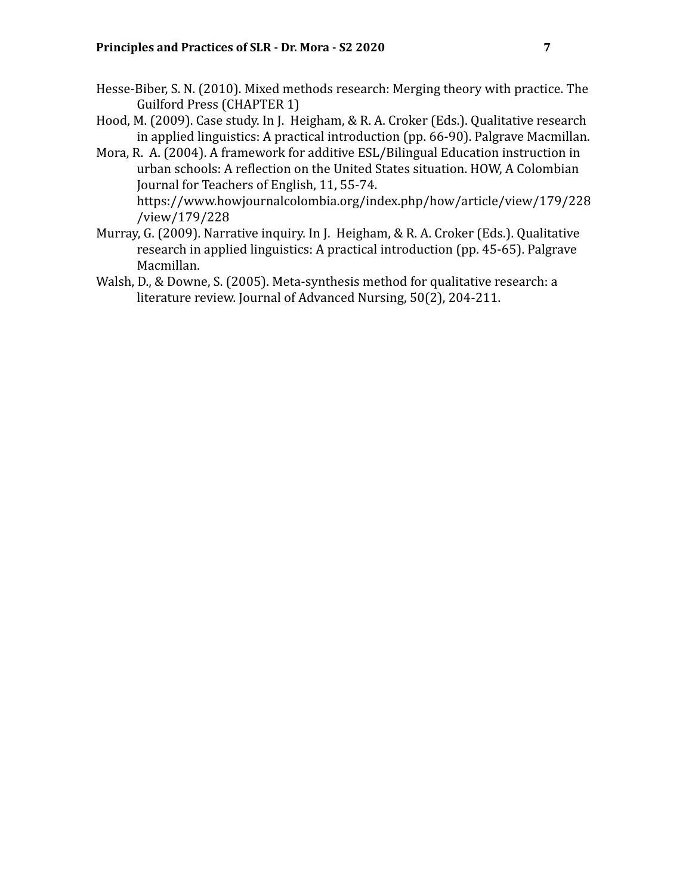Hesse-Biber, S. N. (2010). Mixed methods research: Merging theory with practice. The Guilford Press (CHAPTER 1)

Hood, M. (2009). Case study. In J. Heigham, & R. A. Croker (Eds.). Qualitative research in applied linguistics: A practical introduction (pp. 66-90). Palgrave Macmillan.

Mora, R. A. (2004). A framework for additive ESL/Bilingual Education instruction in urban schools: A reflection on the United States situation. HOW, A Colombian Journal for Teachers of English, 11, 55-74. https://www.howjournalcolombia.org/index.php/how/article/view/179/228/view/179/228

Murray, G. (2009). Narrative inquiry. In J. Heigham, & R. A. Croker (Eds.). Qualitative research in applied linguistics: A practical introduction (pp. 45-65). Palgrave Macmillan.

Walsh, D., & Downe, S. (2005). Meta-synthesis method for qualitative research: a literature review. Journal of Advanced Nursing, 50(2), 204-211.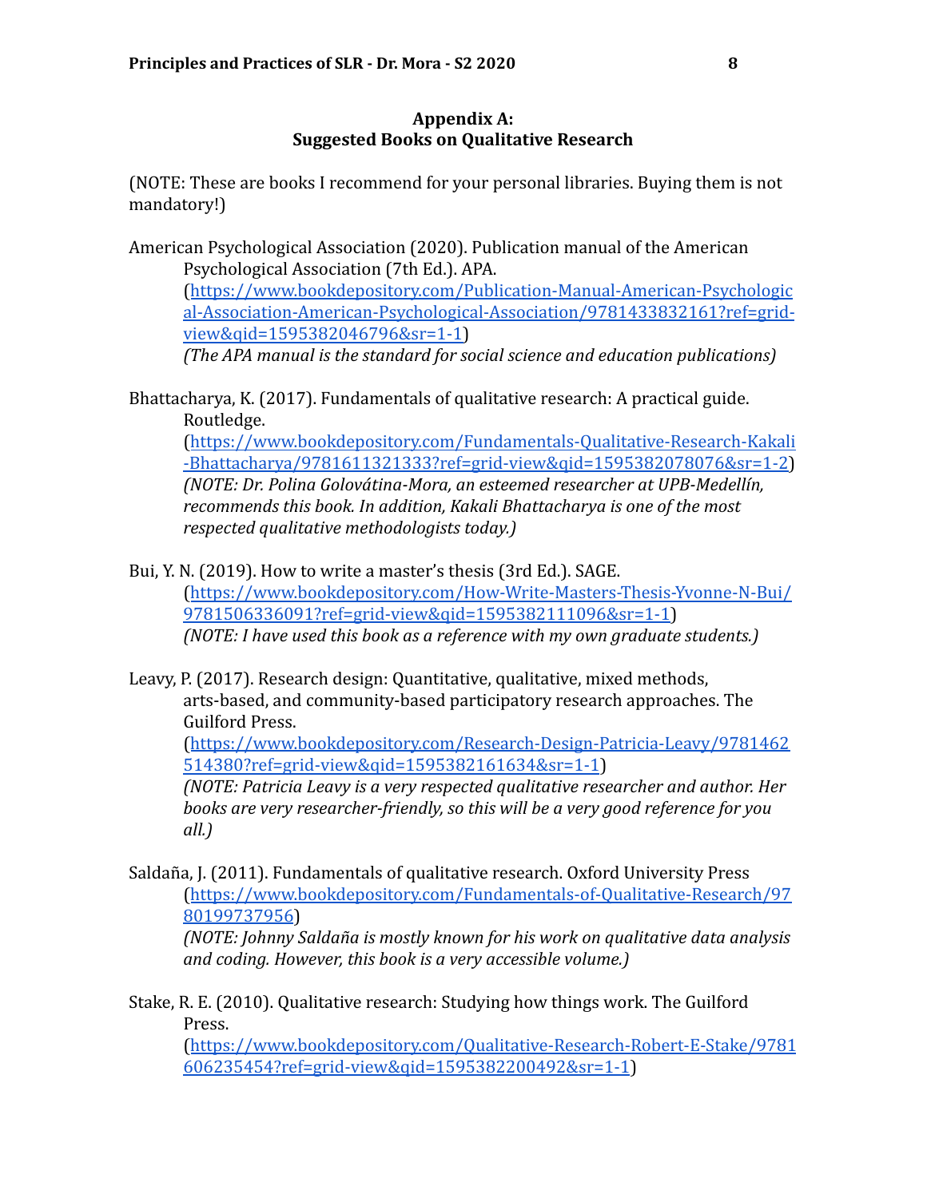**Appendix A:**
**Suggested Books on Qualitative Research**

(NOTE: These are books I recommend for your personal libraries. Buying them is not mandatory!)

American Psychological Association (2020). Publication manual of the American Psychological Association (7th Ed.). APA. (https://www.bookdepository.com/Publication-Manual-American-Psychological-Association-American-Psychological-Association/9781433832161?ref=grid-view&qid=1595382046796&sr=1-1)
*(The APA manual is the standard for social science and education publications)*

Bhattacharya, K. (2017). Fundamentals of qualitative research: A practical guide. Routledge. (https://www.bookdepository.com/Fundamentals-Qualitative-Research-Kakali-Bhattacharya/9781611321333?ref=grid-view&qid=1595382078076&sr=1-2)
*(NOTE: Dr. Polina Golovátina-Mora, an esteemed researcher at UPB-Medellín, recommends this book. In addition, Kakali Bhattacharya is one of the most respected qualitative methodologists today.)*

Bui, Y. N. (2019). How to write a master's thesis (3rd Ed.). SAGE. (https://www.bookdepository.com/How-Write-Masters-Thesis-Yvonne-N-Bui/9781506336091?ref=grid-view&qid=1595382111096&sr=1-1)
*(NOTE: I have used this book as a reference with my own graduate students.)*

Leavy, P. (2017). Research design: Quantitative, qualitative, mixed methods, arts-based, and community-based participatory research approaches. The Guilford Press. (https://www.bookdepository.com/Research-Design-Patricia-Leavy/9781462514380?ref=grid-view&qid=1595382161634&sr=1-1)
*(NOTE: Patricia Leavy is a very respected qualitative researcher and author. Her books are very researcher-friendly, so this will be a very good reference for you all.)*

Saldaña, J. (2011). Fundamentals of qualitative research. Oxford University Press (https://www.bookdepository.com/Fundamentals-of-Qualitative-Research/9780199737956)
*(NOTE: Johnny Saldaña is mostly known for his work on qualitative data analysis and coding. However, this book is a very accessible volume.)*

Stake, R. E. (2010). Qualitative research: Studying how things work. The Guilford Press. (https://www.bookdepository.com/Qualitative-Research-Robert-E-Stake/9781606235454?ref=grid-view&qid=1595382200492&sr=1-1)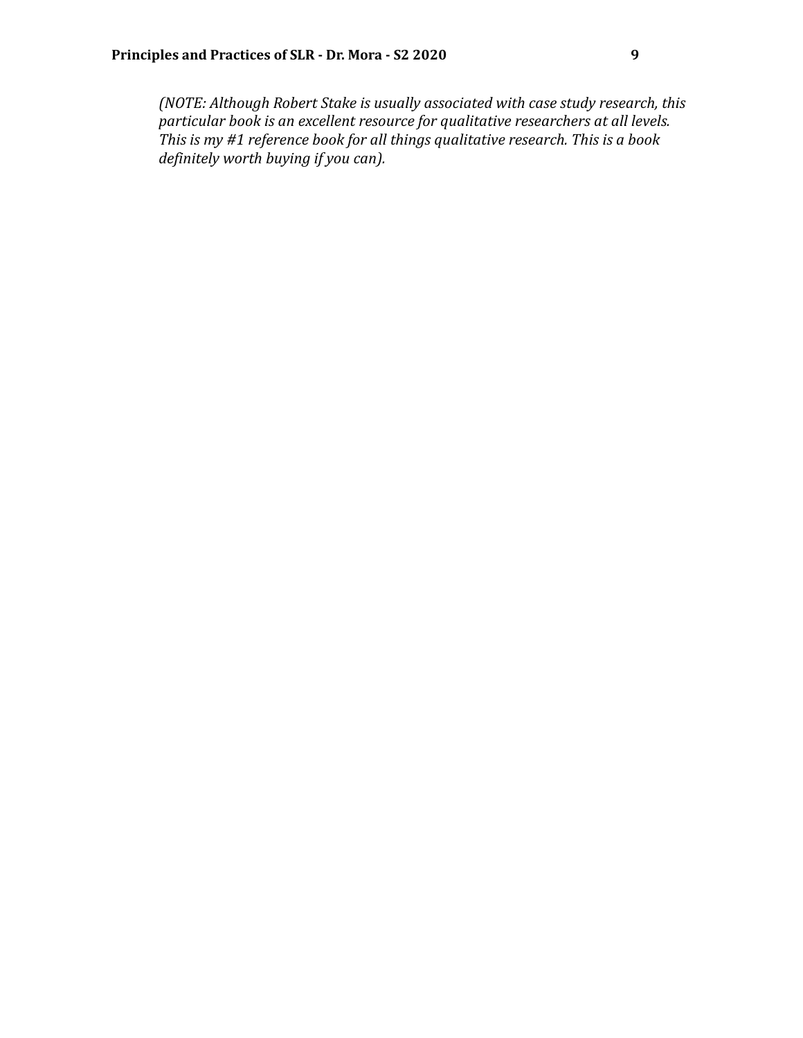*(NOTE: Although Robert Stake is usually associated with case study research, this particular book is an excellent resource for qualitative researchers at all levels. This is my #1 reference book for all things qualitative research. This is a book definitely worth buying if you can).*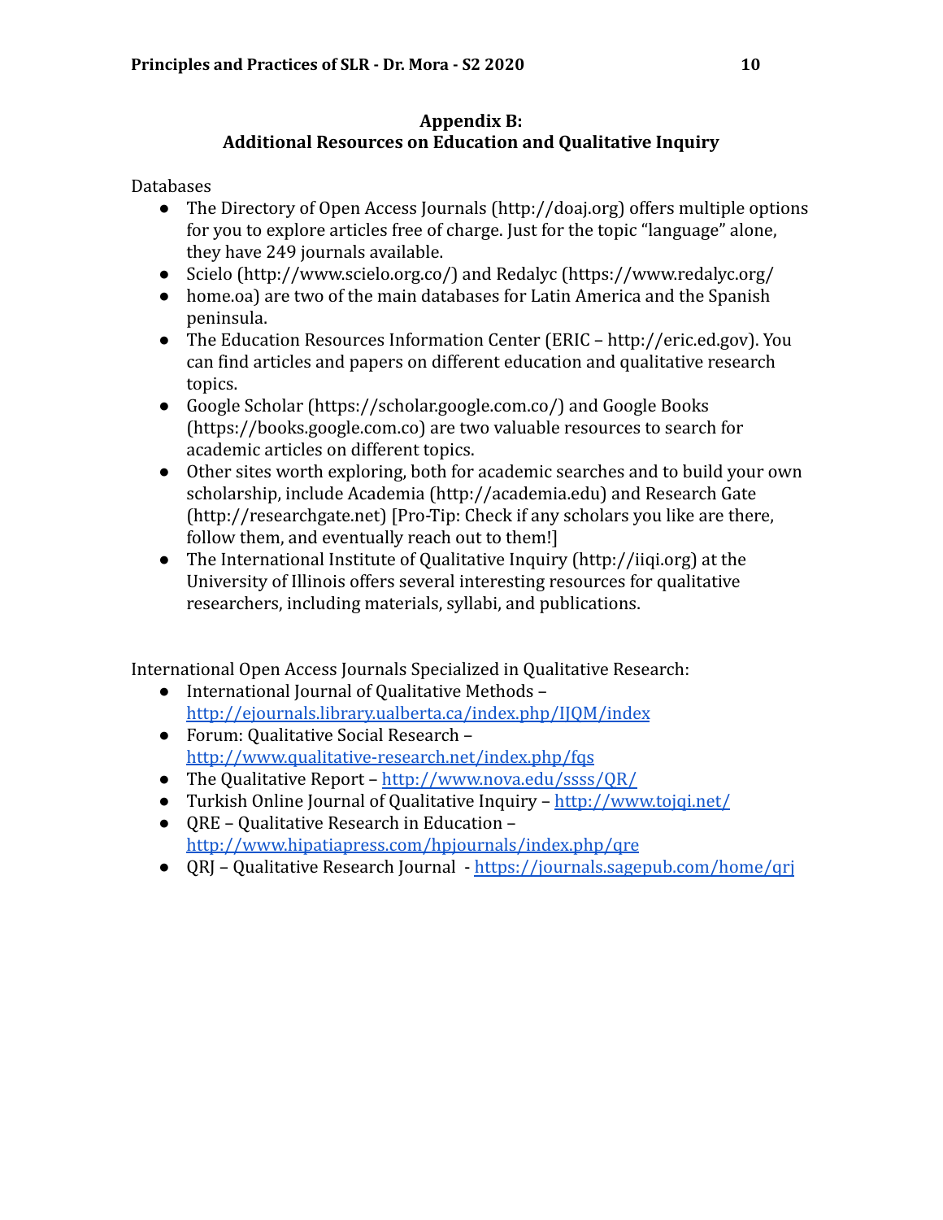## Appendix B:
## Additional Resources on Education and Qualitative Inquiry

Databases

- The Directory of Open Access Journals (http://doaj.org) offers multiple options for you to explore articles free of charge. Just for the topic "language" alone, they have 249 journals available.
- Scielo (http://www.scielo.org.co/) and Redalyc (https://www.redalyc.org/
- home.oa) are two of the main databases for Latin America and the Spanish peninsula.
- The Education Resources Information Center (ERIC – http://eric.ed.gov). You can find articles and papers on different education and qualitative research topics.
- Google Scholar (https://scholar.google.com.co/) and Google Books (https://books.google.com.co) are two valuable resources to search for academic articles on different topics.
- Other sites worth exploring, both for academic searches and to build your own scholarship, include Academia (http://academia.edu) and Research Gate (http://researchgate.net) [Pro-Tip: Check if any scholars you like are there, follow them, and eventually reach out to them!]
- The International Institute of Qualitative Inquiry (http://iiqi.org) at the University of Illinois offers several interesting resources for qualitative researchers, including materials, syllabi, and publications.

International Open Access Journals Specialized in Qualitative Research:

- International Journal of Qualitative Methods – http://ejournals.library.ualberta.ca/index.php/IJQM/index
- Forum: Qualitative Social Research – http://www.qualitative-research.net/index.php/fqs
- The Qualitative Report – http://www.nova.edu/ssss/QR/
- Turkish Online Journal of Qualitative Inquiry – http://www.tojqi.net/
- QRE – Qualitative Research in Education – http://www.hipatiapress.com/hpjournals/index.php/qre
- QRJ – Qualitative Research Journal - https://journals.sagepub.com/home/qrj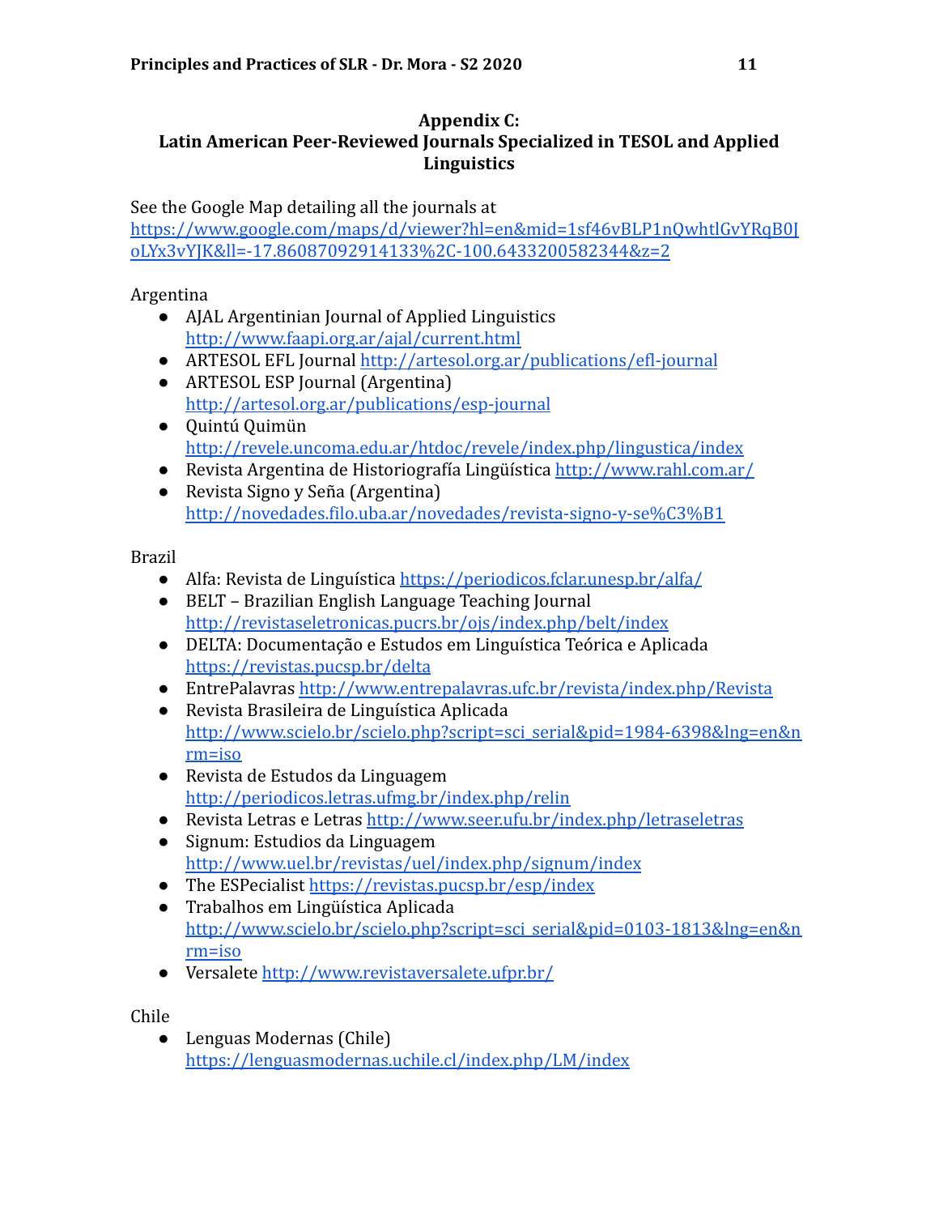## Appendix C:
## Latin American Peer-Reviewed Journals Specialized in TESOL and Applied Linguistics

See the Google Map detailing all the journals at https://www.google.com/maps/d/viewer?hl=en&mid=1sf46vBLP1nQwhtlGvYRqB0JoLYx3vYJK&ll=-17.86087092914133%2C-100.6433200582344&z=2

Argentina

- AJAL Argentinian Journal of Applied Linguistics http://www.faapi.org.ar/ajal/current.html
- ARTESOL EFL Journal http://artesol.org.ar/publications/efl-journal
- ARTESOL ESP Journal (Argentina) http://artesol.org.ar/publications/esp-journal
- Quintú Quimün http://revele.uncoma.edu.ar/htdoc/revele/index.php/lingustica/index
- Revista Argentina de Historiografía Lingüística http://www.rahl.com.ar/
- Revista Signo y Seña (Argentina) http://novedades.filo.uba.ar/novedades/revista-signo-y-se%C3%B1

Brazil

- Alfa: Revista de Linguística https://periodicos.fclar.unesp.br/alfa/
- BELT – Brazilian English Language Teaching Journal http://revistaseletronicas.pucrs.br/ojs/index.php/belt/index
- DELTA: Documentação e Estudos em Linguística Teórica e Aplicada https://revistas.pucsp.br/delta
- EntrePalavras http://www.entrepalavras.ufc.br/revista/index.php/Revista
- Revista Brasileira de Linguística Aplicada http://www.scielo.br/scielo.php?script=sci_serial&pid=1984-6398&lng=en&nrm=iso
- Revista de Estudos da Linguagem http://periodicos.letras.ufmg.br/index.php/relin
- Revista Letras e Letras http://www.seer.ufu.br/index.php/letraseletras
- Signum: Estudios da Linguagem http://www.uel.br/revistas/uel/index.php/signum/index
- The ESPecialist https://revistas.pucsp.br/esp/index
- Trabalhos em Lingüística Aplicada http://www.scielo.br/scielo.php?script=sci_serial&pid=0103-1813&lng=en&nrm=iso
- Versalete http://www.revistaversalete.ufpr.br/

Chile

- Lenguas Modernas (Chile) https://lenguasmodernas.uchile.cl/index.php/LM/index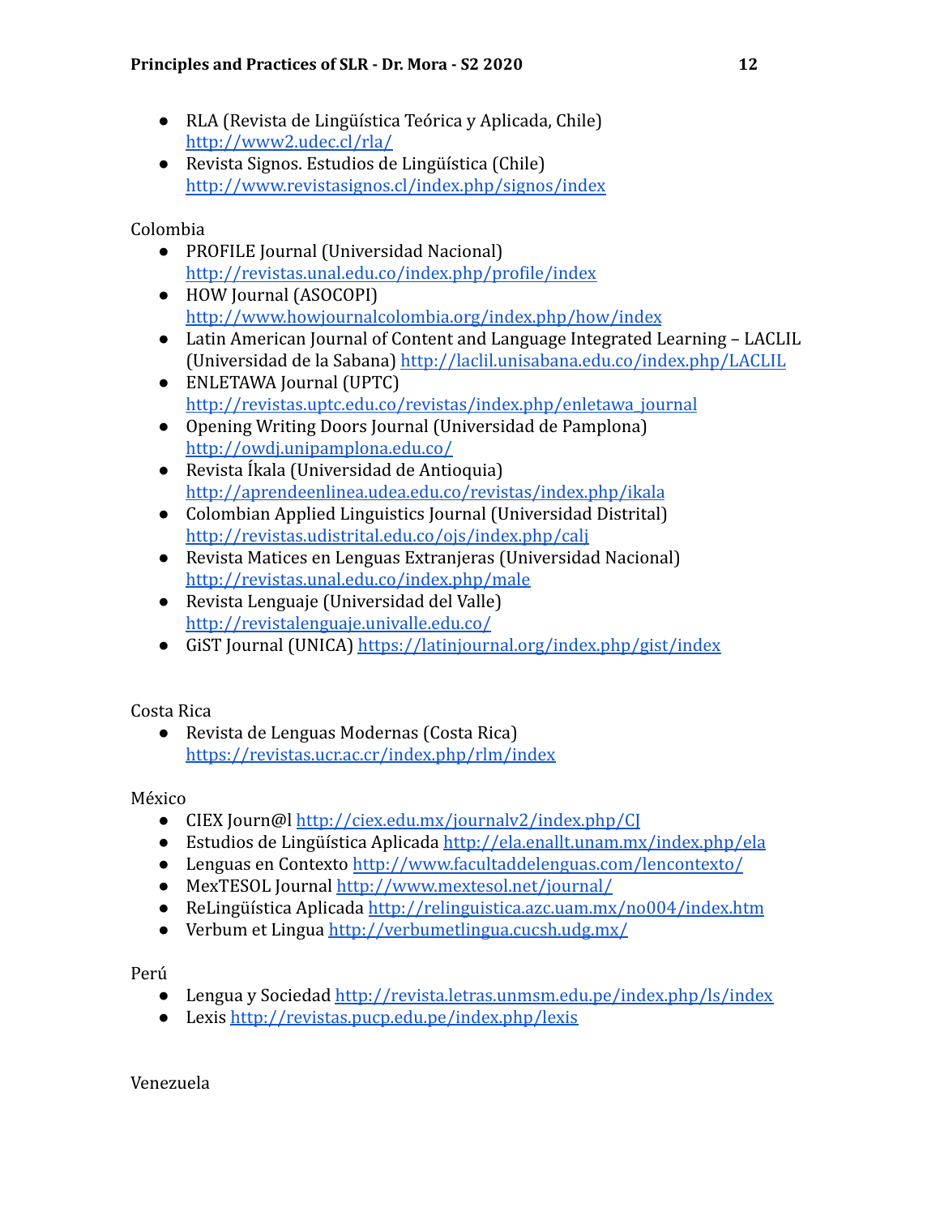- RLA (Revista de Lingüística Teórica y Aplicada, Chile)
  http://www2.udec.cl/rla/
- Revista Signos. Estudios de Lingüística (Chile)
  http://www.revistasignos.cl/index.php/signos/index

Colombia

- PROFILE Journal (Universidad Nacional)
  http://revistas.unal.edu.co/index.php/profile/index
- HOW Journal (ASOCOPI)
  http://www.howjournalcolombia.org/index.php/how/index
- Latin American Journal of Content and Language Integrated Learning – LACLIL (Universidad de la Sabana) http://laclil.unisabana.edu.co/index.php/LACLIL
- ENLETAWA Journal (UPTC)
  http://revistas.uptc.edu.co/revistas/index.php/enletawa_journal
- Opening Writing Doors Journal (Universidad de Pamplona)
  http://owdj.unipamplona.edu.co/
- Revista Íkala (Universidad de Antioquia)
  http://aprendeenlinea.udea.edu.co/revistas/index.php/ikala
- Colombian Applied Linguistics Journal (Universidad Distrital)
  http://revistas.udistrital.edu.co/ojs/index.php/calj
- Revista Matices en Lenguas Extranjeras (Universidad Nacional)
  http://revistas.unal.edu.co/index.php/male
- Revista Lenguaje (Universidad del Valle)
  http://revistalenguaje.univalle.edu.co/
- GiST Journal (UNICA) https://latinjournal.org/index.php/gist/index

Costa Rica

- Revista de Lenguas Modernas (Costa Rica)
  https://revistas.ucr.ac.cr/index.php/rlm/index

México

- CIEX Journ@l http://ciex.edu.mx/journalv2/index.php/CJ
- Estudios de Lingüística Aplicada http://ela.enallt.unam.mx/index.php/ela
- Lenguas en Contexto http://www.facultaddelenguas.com/lencontexto/
- MexTESOL Journal http://www.mextesol.net/journal/
- ReLingüística Aplicada http://relinguistica.azc.uam.mx/no004/index.htm
- Verbum et Lingua http://verbumetlingua.cucsh.udg.mx/

Perú

- Lengua y Sociedad http://revista.letras.unmsm.edu.pe/index.php/ls/index
- Lexis http://revistas.pucp.edu.pe/index.php/lexis

Venezuela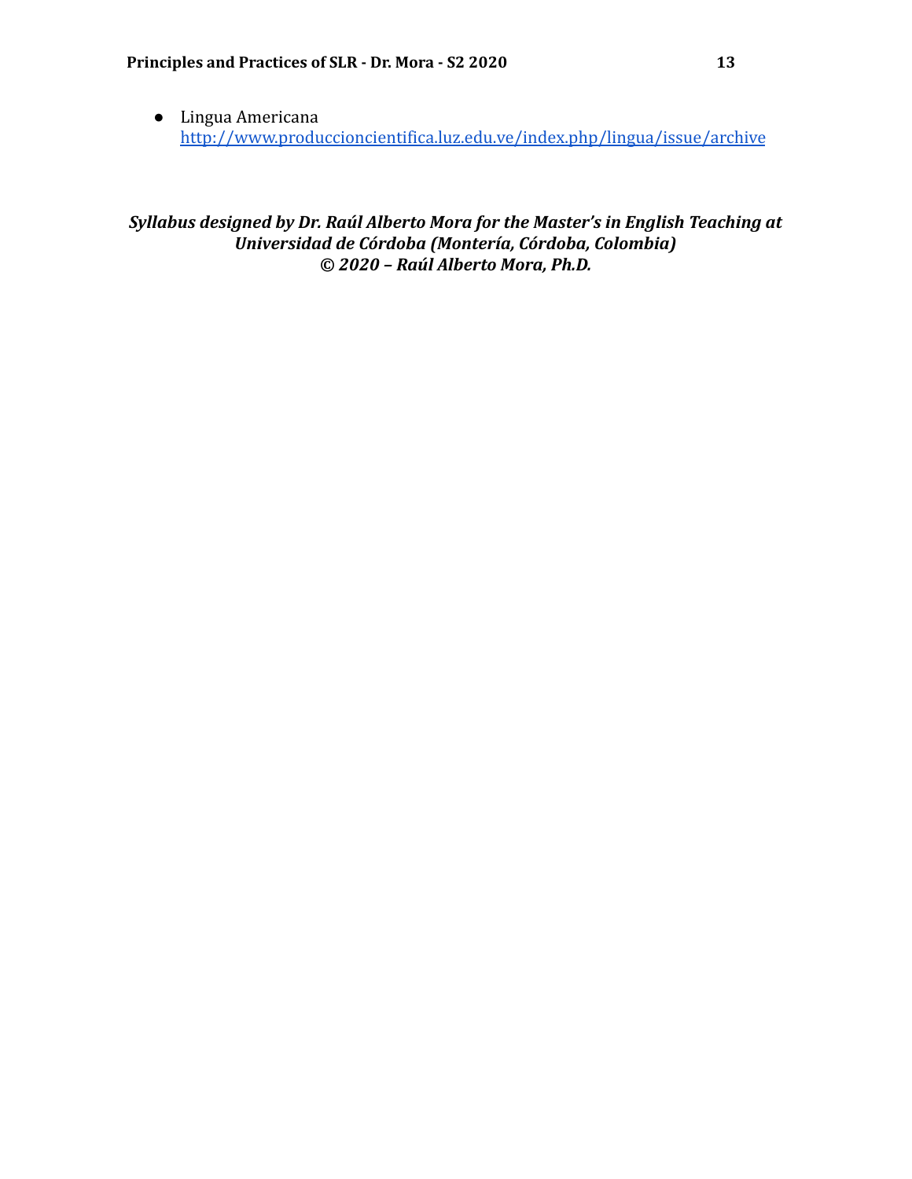- Lingua Americana
  http://www.produccioncientifica.luz.edu.ve/index.php/lingua/issue/archive

***Syllabus designed by Dr. Raúl Alberto Mora for the Master's in English Teaching at Universidad de Córdoba (Montería, Córdoba, Colombia)***

***© 2020 – Raúl Alberto Mora, Ph.D.***